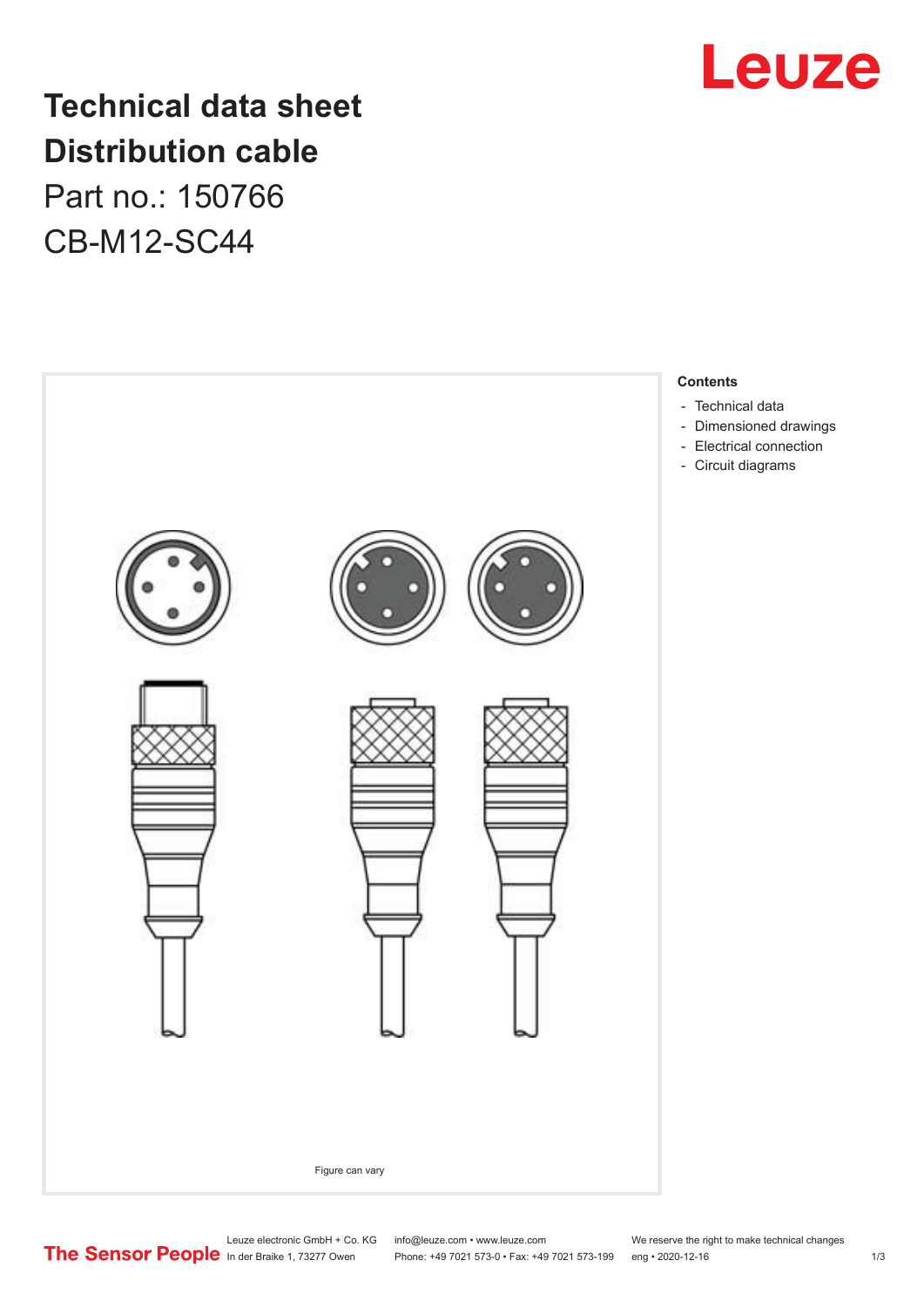# Technical data sheet

# Distribution cable

Part no.: 150766

CB-M12-SC44

Figure can vary

**Contents**

- Technical data
- Dimensioned drawings
- Electrical connection
- Circuit diagrams

Leuze electronic GmbH + Co. KG
In der Braike 1, 73277 Owen

info@leuze.com • www.leuze.com
Phone: +49 7021 573-0 • Fax: +49 7021 573-199

We reserve the right to make technical changes
eng • 2020-12-16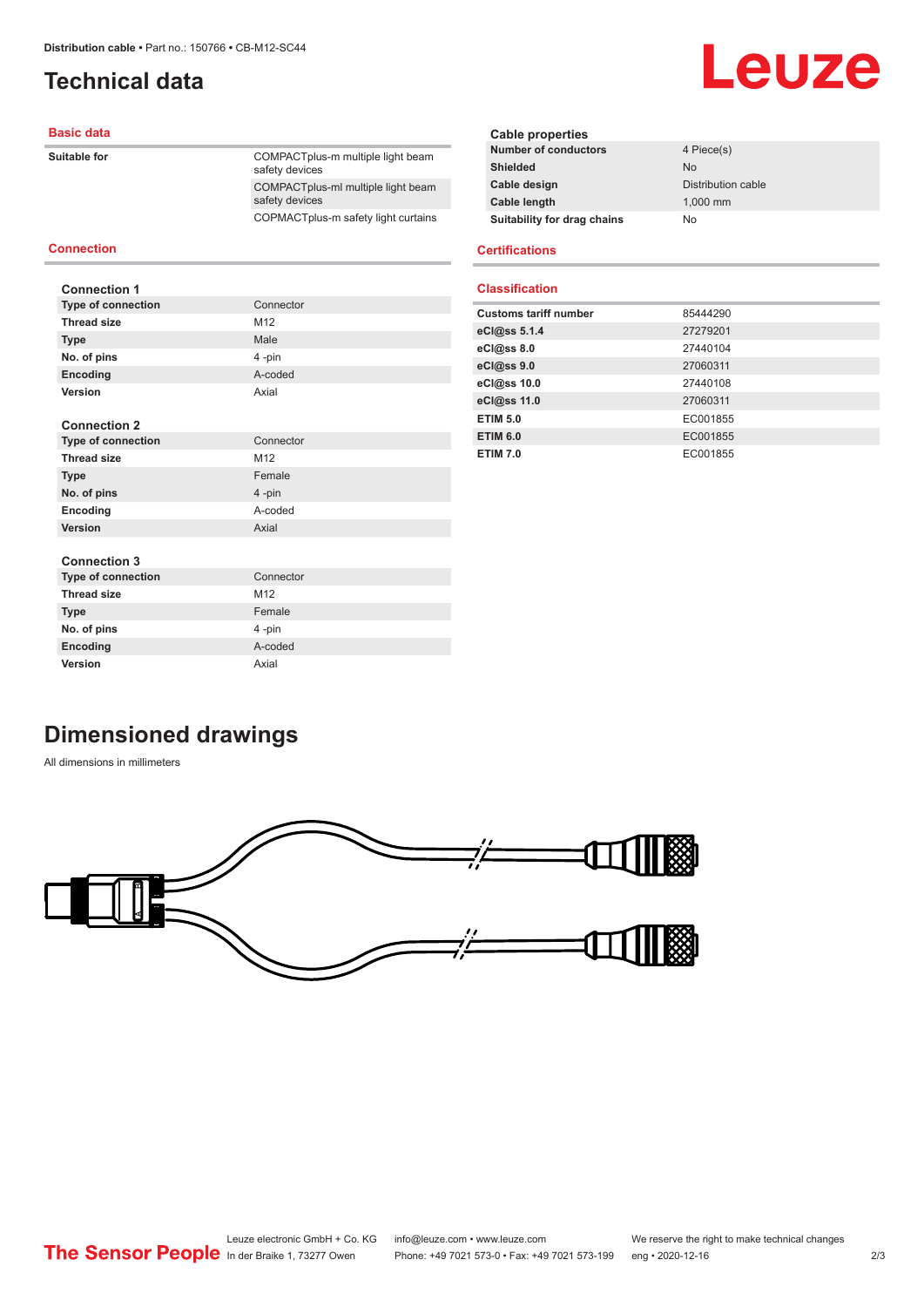# Technical data

## Basic data

| | |
|---|---|
| **Suitable for** | COMPACTplus-m multiple light beam safety devices |
| | COMPACTplus-ml multiple light beam safety devices |
| | COPMACTplus-m safety light curtains |

## Connection

**Connection 1**

| | |
|---|---|
| **Type of connection** | Connector |
| **Thread size** | M12 |
| **Type** | Male |
| **No. of pins** | 4 -pin |
| **Encoding** | A-coded |
| **Version** | Axial |

**Connection 2**

| | |
|---|---|
| **Type of connection** | Connector |
| **Thread size** | M12 |
| **Type** | Female |
| **No. of pins** | 4 -pin |
| **Encoding** | A-coded |
| **Version** | Axial |

**Connection 3**

| | |
|---|---|
| **Type of connection** | Connector |
| **Thread size** | M12 |
| **Type** | Female |
| **No. of pins** | 4 -pin |
| **Encoding** | A-coded |
| **Version** | Axial |

**Cable properties**

| | |
|---|---|
| **Number of conductors** | 4 Piece(s) |
| **Shielded** | No |
| **Cable design** | Distribution cable |
| **Cable length** | 1,000 mm |
| **Suitability for drag chains** | No |

## Certifications

## Classification

| | |
|---|---|
| **Customs tariff number** | 85444290 |
| **eCl@ss 5.1.4** | 27279201 |
| **eCl@ss 8.0** | 27440104 |
| **eCl@ss 9.0** | 27060311 |
| **eCl@ss 10.0** | 27440108 |
| **eCl@ss 11.0** | 27060311 |
| **ETIM 5.0** | EC001855 |
| **ETIM 6.0** | EC001855 |
| **ETIM 7.0** | EC001855 |

# Dimensioned drawings

All dimensions in millimeters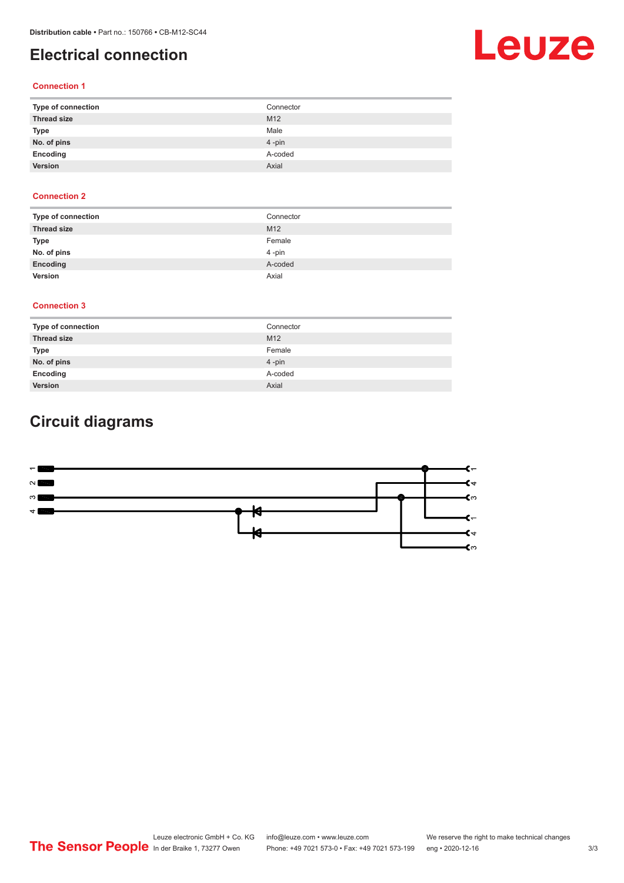## Electrical connection

### Connection 1

| | |
|---|---|
| **Type of connection** | Connector |
| **Thread size** | M12 |
| **Type** | Male |
| **No. of pins** | 4 -pin |
| **Encoding** | A-coded |
| **Version** | Axial |

### Connection 2

| | |
|---|---|
| **Type of connection** | Connector |
| **Thread size** | M12 |
| **Type** | Female |
| **No. of pins** | 4 -pin |
| **Encoding** | A-coded |
| **Version** | Axial |

### Connection 3

| | |
|---|---|
| **Type of connection** | Connector |
| **Thread size** | M12 |
| **Type** | Female |
| **No. of pins** | 4 -pin |
| **Encoding** | A-coded |
| **Version** | Axial |

## Circuit diagrams

1
2
3
4
1
4
3
1
4
3